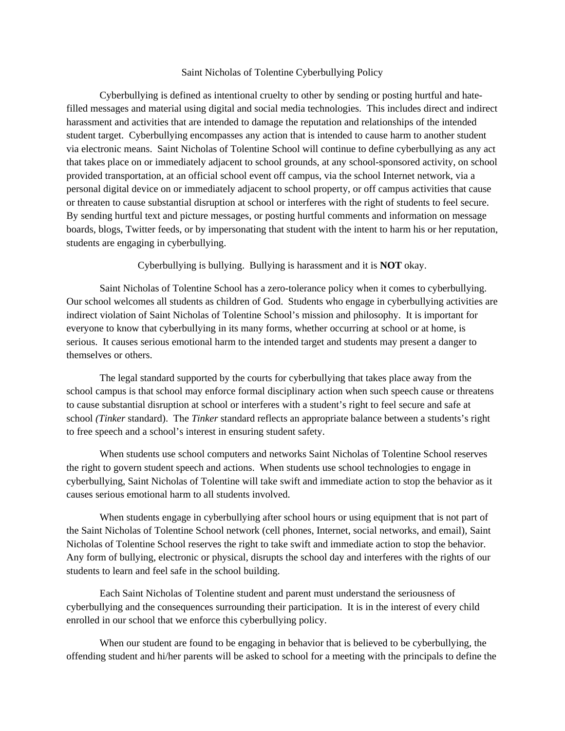# Saint Nicholas of Tolentine Cyberbullying Policy

Cyberbullying is defined as intentional cruelty to other by sending or posting hurtful and hate-filled messages and material using digital and social media technologies. This includes direct and indirect harassment and activities that are intended to damage the reputation and relationships of the intended student target. Cyberbullying encompasses any action that is intended to cause harm to another student via electronic means. Saint Nicholas of Tolentine School will continue to define cyberbullying as any act that takes place on or immediately adjacent to school grounds, at any school-sponsored activity, on school provided transportation, at an official school event off campus, via the school Internet network, via a personal digital device on or immediately adjacent to school property, or off campus activities that cause or threaten to cause substantial disruption at school or interferes with the right of students to feel secure. By sending hurtful text and picture messages, or posting hurtful comments and information on message boards, blogs, Twitter feeds, or by impersonating that student with the intent to harm his or her reputation, students are engaging in cyberbullying.

Cyberbullying is bullying. Bullying is harassment and it is **NOT** okay.

Saint Nicholas of Tolentine School has a zero-tolerance policy when it comes to cyberbullying. Our school welcomes all students as children of God. Students who engage in cyberbullying activities are indirect violation of Saint Nicholas of Tolentine School's mission and philosophy. It is important for everyone to know that cyberbullying in its many forms, whether occurring at school or at home, is serious. It causes serious emotional harm to the intended target and students may present a danger to themselves or others.

The legal standard supported by the courts for cyberbullying that takes place away from the school campus is that school may enforce formal disciplinary action when such speech cause or threatens to cause substantial disruption at school or interferes with a student's right to feel secure and safe at school *(Tinker* standard). The *Tinker* standard reflects an appropriate balance between a students's right to free speech and a school's interest in ensuring student safety.

When students use school computers and networks Saint Nicholas of Tolentine School reserves the right to govern student speech and actions. When students use school technologies to engage in cyberbullying, Saint Nicholas of Tolentine will take swift and immediate action to stop the behavior as it causes serious emotional harm to all students involved.

When students engage in cyberbullying after school hours or using equipment that is not part of the Saint Nicholas of Tolentine School network (cell phones, Internet, social networks, and email), Saint Nicholas of Tolentine School reserves the right to take swift and immediate action to stop the behavior. Any form of bullying, electronic or physical, disrupts the school day and interferes with the rights of our students to learn and feel safe in the school building.

Each Saint Nicholas of Tolentine student and parent must understand the seriousness of cyberbullying and the consequences surrounding their participation. It is in the interest of every child enrolled in our school that we enforce this cyberbullying policy.

When our student are found to be engaging in behavior that is believed to be cyberbullying, the offending student and hi/her parents will be asked to school for a meeting with the principals to define the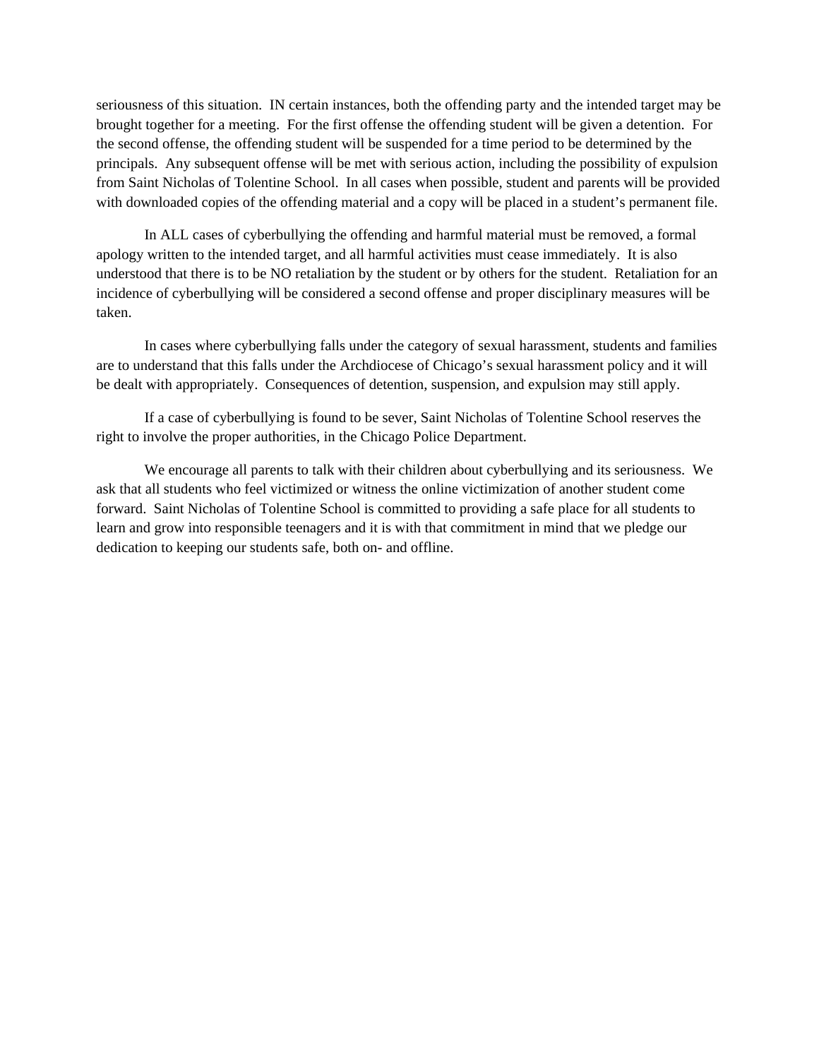seriousness of this situation. IN certain instances, both the offending party and the intended target may be brought together for a meeting. For the first offense the offending student will be given a detention. For the second offense, the offending student will be suspended for a time period to be determined by the principals. Any subsequent offense will be met with serious action, including the possibility of expulsion from Saint Nicholas of Tolentine School. In all cases when possible, student and parents will be provided with downloaded copies of the offending material and a copy will be placed in a student's permanent file.

In ALL cases of cyberbullying the offending and harmful material must be removed, a formal apology written to the intended target, and all harmful activities must cease immediately. It is also understood that there is to be NO retaliation by the student or by others for the student. Retaliation for an incidence of cyberbullying will be considered a second offense and proper disciplinary measures will be taken.

In cases where cyberbullying falls under the category of sexual harassment, students and families are to understand that this falls under the Archdiocese of Chicago's sexual harassment policy and it will be dealt with appropriately. Consequences of detention, suspension, and expulsion may still apply.

If a case of cyberbullying is found to be sever, Saint Nicholas of Tolentine School reserves the right to involve the proper authorities, in the Chicago Police Department.

We encourage all parents to talk with their children about cyberbullying and its seriousness. We ask that all students who feel victimized or witness the online victimization of another student come forward. Saint Nicholas of Tolentine School is committed to providing a safe place for all students to learn and grow into responsible teenagers and it is with that commitment in mind that we pledge our dedication to keeping our students safe, both on- and offline.